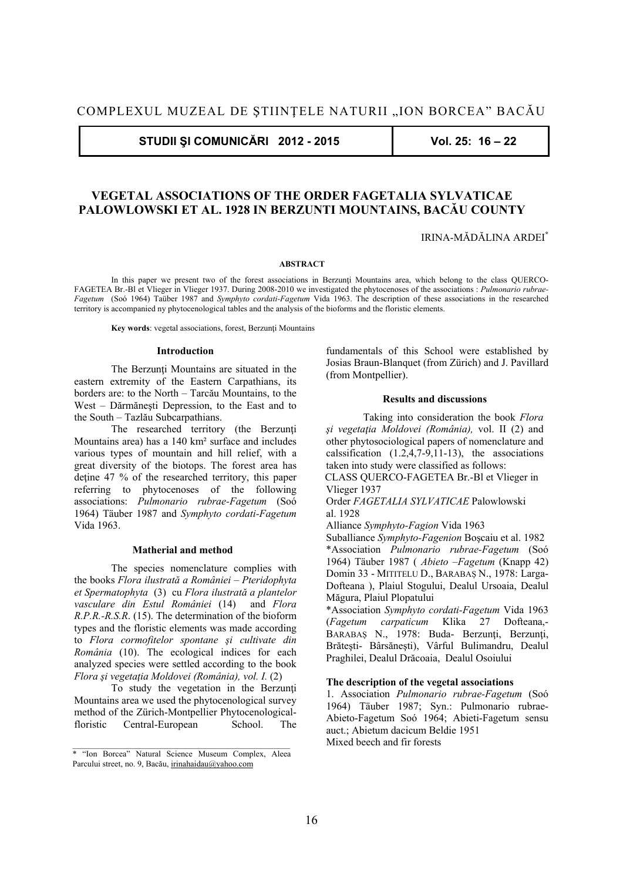COMPLEXUL MUZEAL DE ŞTIINŢELE NATURII „ION BORCEA" BACĂU

# VEGETAL ASSOCIATIONS OF THE ORDER FAGETALIA SYLVATICAE PALOWLOWSKI ET AL. 1928 IN BERZUNTI MOUNTAINS, BACĂU COUNTY

IRINA-MĂDĂLINA ARDEI*

**ABSTRACT**

In this paper we present two of the forest associations in Berzunţi Mountains area, which belong to the class QUERCO-FAGETEA Br.-Bl et Vlieger in Vlieger 1937. During 2008-2010 we investigated the phytocenoses of the associations : *Pulmonario rubrae-Fagetum* (Soó 1964) Taüber 1987 and *Symphyto cordati-Fagetum* Vida 1963. The description of these associations in the researched territory is accompanied ny phytocenological tables and the analysis of the bioforms and the floristic elements.

**Key words**: vegetal associations, forest, Berzunţi Mountains

## Introduction

The Berzunţi Mountains are situated in the eastern extremity of the Eastern Carpathians, its borders are: to the North – Tarcău Mountains, to the West – Dărmăneşti Depression, to the East and to the South – Tazlău Subcarpathians.

The researched territory (the Berzunţi Mountains area) has a 140 km² surface and includes various types of mountain and hill relief, with a great diversity of the biotops. The forest area has deţine 47 % of the researched territory, this paper referring to phytocenoses of the following associations: *Pulmonario rubrae-Fagetum* (Soó 1964) Täuber 1987 and *Symphyto cordati-Fagetum* Vida 1963.

## Matherial and method

The species nomenclature complies with the books *Flora ilustrată a României – Pteridophyta et Spermatophyta* (3) cu *Flora ilustrată a plantelor vasculare din Estul României* (14) and *Flora R.P.R.-R.S.R*. (15). The determination of the bioform types and the floristic elements was made according to *Flora cormofitelor spontane şi cultivate din România* (10). The ecological indices for each analyzed species were settled according to the book *Flora şi vegetaţia Moldovei (România), vol. I.* (2)

To study the vegetation in the Berzunţi Mountains area we used the phytocenological survey method of the Zürich-Montpellier Phytocenological-floristic Central-European School. The fundamentals of this School were established by Josias Braun-Blanquet (from Zürich) and J. Pavillard (from Montpellier).

## Results and discussions

Taking into consideration the book *Flora şi vegetaţia Moldovei (România),* vol. II (2) and other phytosociological papers of nomenclature and calssification (1.2,4,7-9,11-13), the associations taken into study were classified as follows:

CLASS QUERCO-FAGETEA Br.-Bl et Vlieger in Vlieger 1937

Order *FAGETALIA SYLVATICAE* Palowlowski al. 1928

Alliance *Symphyto-Fagion* Vida 1963

Suballiance *Symphyto-Fagenion* Boşcaiu et al. 1982

*Association *Pulmonario rubrae-Fagetum* (Soó 1964) Täuber 1987 ( *Abieto –Fagetum* (Knapp 42) Domin 33 - MITITELU D., BARABAŞ N., 1978: Larga-Dofteana ), Plaiul Stogului, Dealul Ursoaia, Dealul Măgura, Plaiul Plopatului

*Association *Symphyto cordati-Fagetum* Vida 1963 (*Fagetum carpaticum* Klika 27 Dofteana,- BARABAŞ N., 1978: Buda- Berzunţi, Berzunţi, Brăteşti- Bârsăneşti), Vârful Bulimandru, Dealul Praghilei, Dealul Drăcoaia, Dealul Osoiului

### The description of the vegetal associations

1. Association *Pulmonario rubrae-Fagetum* (Soó 1964) Täuber 1987; Syn.: Pulmonario rubrae-Abieto-Fagetum Soó 1964; Abieti-Fagetum sensu auct.; Abietum dacicum Beldie 1951

Mixed beech and fir forests

---

* "Ion Borcea" Natural Science Museum Complex, Aleea Parcului street, no. 9, Bacău, irinahaidau@yahoo.com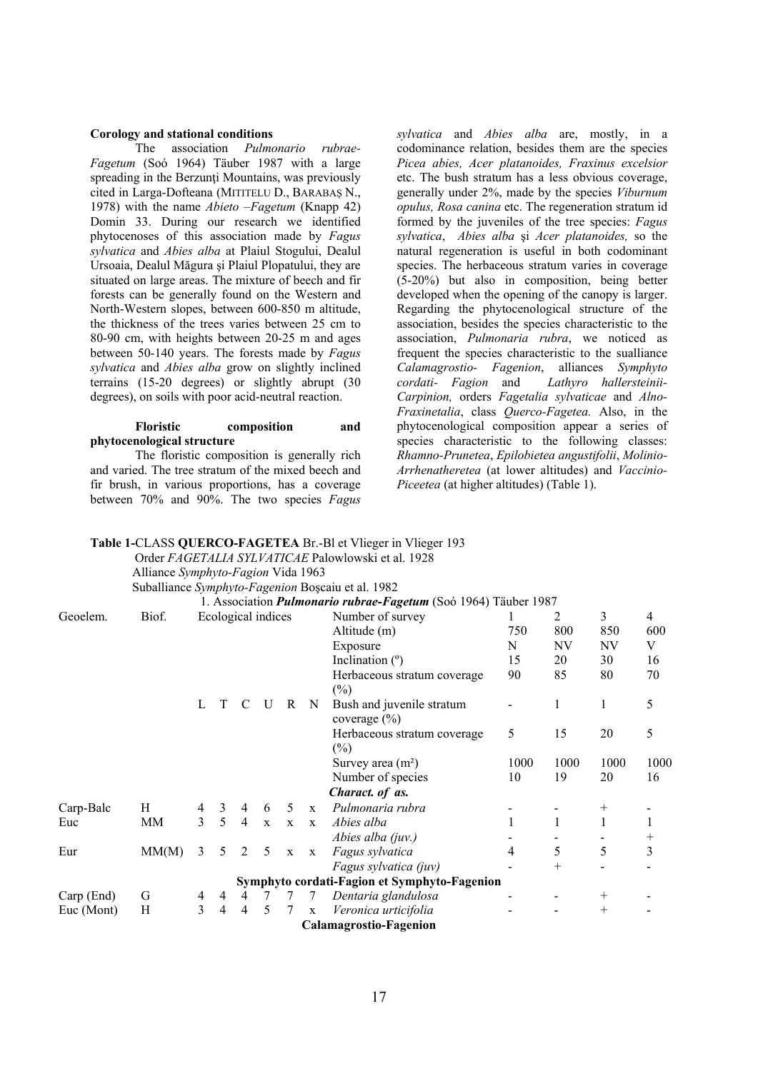### Corology and stational conditions

The association *Pulmonario rubrae-Fagetum* (Soó 1964) Täuber 1987 with a large spreading in the Berzunţi Mountains, was previously cited in Larga-Dofteana (MITITELU D., BARABAŞ N., 1978) with the name *Abieto –Fagetum* (Knapp 42) Domin 33. During our research we identified phytocenoses of this association made by *Fagus sylvatica* and *Abies alba* at Plaiul Stogului, Dealul Ursoaia, Dealul Măgura şi Plaiul Plopatului, they are situated on large areas. The mixture of beech and fir forests can be generally found on the Western and North-Western slopes, between 600-850 m altitude, the thickness of the trees varies between 25 cm to 80-90 cm, with heights between 20-25 m and ages between 50-140 years. The forests made by *Fagus sylvatica* and *Abies alba* grow on slightly inclined terrains (15-20 degrees) or slightly abrupt (30 degrees), on soils with poor acid-neutral reaction.

### Floristic composition and phytocenological structure

The floristic composition is generally rich and varied. The tree stratum of the mixed beech and fir brush, in various proportions, has a coverage between 70% and 90%. The two species *Fagus sylvatica* and *Abies alba* are, mostly, in a codominance relation, besides them are the species *Picea abies, Acer platanoides, Fraxinus excelsior* etc. The bush stratum has a less obvious coverage, generally under 2%, made by the species *Viburnum opulus, Rosa canina* etc. The regeneration stratum id formed by the juveniles of the tree species: *Fagus sylvatica*, *Abies alba* şi *Acer platanoides,* so the natural regeneration is useful in both codominant species. The herbaceous stratum varies in coverage (5-20%) but also in composition, being better developed when the opening of the canopy is larger. Regarding the phytocenological structure of the association, besides the species characteristic to the association, *Pulmonaria rubra*, we noticed as frequent the species characteristic to the sualliance *Calamagrostio- Fagenion*, alliances *Symphyto cordati- Fagion* and *Lathyro hallersteinii-Carpinion,* orders *Fagetalia sylvaticae* and *Alno-Fraxinetalia*, class *Quereo-Fagetea.* Also, in the phytocenological composition appear a series of species characteristic to the following classes: *Rhamno-Prunetea*, *Epilobietea angustifolii*, *Molinio-Arrhenatheretea* (at lower altitudes) and *Vaccinio-Piceetea* (at higher altitudes) (Table 1).

**Table 1-**CLASS **QUERCO-FAGETEA** Br.-Bl et Vlieger in Vlieger 193
Order *FAGETALIA SYLVATICAE* Palowlowski et al. 1928
Alliance *Symphyto-Fagion* Vida 1963
Suballiance *Symphyto-Fagenion* Boşcaiu et al. 1982
1. Association ***Pulmonario rubrae-Fagetum*** (Soó 1964) Täuber 1987

| Geoelem. | Biof. | Ecological indices | | | | | | Number of survey | 1 | 2 | 3 | 4 |
|---|---|---|---|---|---|---|---|---|---|---|---|---|
| | | | | | | | | Altitude (m) | 750 | 800 | 850 | 600 |
| | | | | | | | | Exposure | N | NV | NV | V |
| | | | | | | | | Inclination (º) | 15 | 20 | 30 | 16 |
| | | | | | | | | Herbaceous stratum coverage (%) | 90 | 85 | 80 | 70 |
| | | L | T | C | U | R | N | Bush and juvenile stratum coverage (%) | - | 1 | 1 | 5 |
| | | | | | | | | Herbaceous stratum coverage (%) | 5 | 15 | 20 | 5 |
| | | | | | | | | Survey area (m²) | 1000 | 1000 | 1000 | 1000 |
| | | | | | | | | Number of species | 10 | 19 | 20 | 16 |
| | | | | | | | | ***Charact. of as.*** | | | | |
| Carp-Balc | H | 4 | 3 | 4 | 6 | 5 | x | *Pulmonaria rubra* | - | - | + | - |
| Euc | MM | 3 | 5 | 4 | x | x | x | *Abies alba* | 1 | 1 | 1 | 1 |
| | | | | | | | | *Abies alba (juv.)* | - | - | - | + |
| Eur | MM(M) | 3 | 5 | 2 | 5 | x | x | *Fagus sylvatica* | 4 | 5 | 5 | 3 |
| | | | | | | | | *Fagus sylvatica (juv)* | - | + | - | - |
| | | | | | | | | **Symphyto cordati-Fagion et Symphyto-Fagenion** | | | | |
| Carp (End) | G | 4 | 4 | 4 | 7 | 7 | 7 | *Dentaria glandulosa* | - | - | + | - |
| Euc (Mont) | H | 3 | 4 | 4 | 5 | 7 | x | *Veronica urticifolia* | - | - | + | - |
| | | | | | | | | **Calamagrostio-Fagenion** | | | | |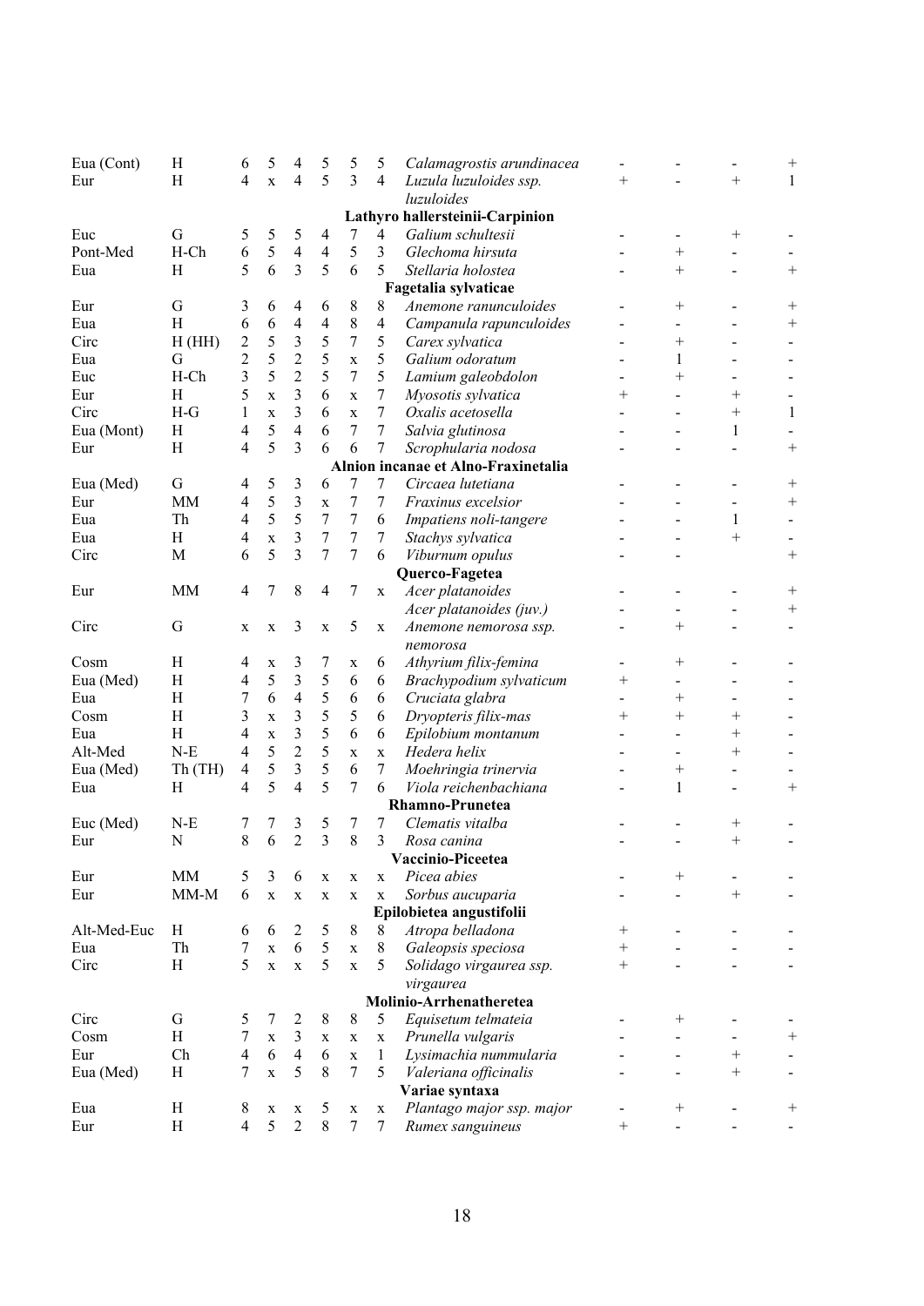| | | | | | | | | | | | | |
|---|---|---|---|---|---|---|---|---|---|---|---|---|
| Eua (Cont) | H | 6 | 5 | 4 | 5 | 5 | 5 | *Calamagrostis arundinacea* | - | - | - | + |
| Eur | H | 4 | x | 4 | 5 | 3 | 4 | *Luzula luzuloides ssp. luzuloides* | + | - | + | 1 |
| | | | | | | | | **Lathyro hallersteinii-Carpinion** | | | | |
| Euc | G | 5 | 5 | 5 | 4 | 7 | 4 | *Galium schultesii* | - | - | + | - |
| Pont-Med | H-Ch | 6 | 5 | 4 | 4 | 5 | 3 | *Glechoma hirsuta* | - | + | - | - |
| Eua | H | 5 | 6 | 3 | 5 | 6 | 5 | *Stellaria holostea* | - | + | - | + |
| | | | | | | | | **Fagetalia sylvaticae** | | | | |
| Eur | G | 3 | 6 | 4 | 6 | 8 | 8 | *Anemone ranunculoides* | - | + | - | + |
| Eua | H | 6 | 6 | 4 | 4 | 8 | 4 | *Campanula rapunculoides* | - | - | - | + |
| Circ | H (HH) | 2 | 5 | 3 | 5 | 7 | 5 | *Carex sylvatica* | - | + | - | - |
| Eua | G | 2 | 5 | 2 | 5 | x | 5 | *Galium odoratum* | - | 1 | - | - |
| Euc | H-Ch | 3 | 5 | 2 | 5 | 7 | 5 | *Lamium galeobdolon* | - | + | - | - |
| Eur | H | 5 | x | 3 | 6 | x | 7 | *Myosotis sylvatica* | + | - | + | - |
| Circ | H-G | 1 | x | 3 | 6 | x | 7 | *Oxalis acetosella* | - | - | + | 1 |
| Eua (Mont) | H | 4 | 5 | 4 | 6 | 7 | 7 | *Salvia glutinosa* | - | - | 1 | - |
| Eur | H | 4 | 5 | 3 | 6 | 6 | 7 | *Scrophularia nodosa* | - | - | - | + |
| | | | | | | | | **Alnion incanae et Alno-Fraxinetalia** | | | | |
| Eua (Med) | G | 4 | 5 | 3 | 6 | 7 | 7 | *Circaea lutetiana* | - | - | - | + |
| Eur | MM | 4 | 5 | 3 | x | 7 | 7 | *Fraxinus excelsior* | - | - | - | + |
| Eua | Th | 4 | 5 | 5 | 7 | 7 | 6 | *Impatiens noli-tangere* | - | - | 1 | - |
| Eua | H | 4 | x | 3 | 7 | 7 | 7 | *Stachys sylvatica* | - | - | + | - |
| Circ | M | 6 | 5 | 3 | 7 | 7 | 6 | *Viburnum opulus* | - | - | | + |
| | | | | | | | | **Querco-Fagetea** | | | | |
| Eur | MM | 4 | 7 | 8 | 4 | 7 | x | *Acer platanoides* | - | - | - | + |
| | | | | | | | | *Acer platanoides (juv.)* | - | - | - | + |
| Circ | G | x | x | 3 | x | 5 | x | *Anemone nemorosa ssp. nemorosa* | - | + | - | - |
| Cosm | H | 4 | x | 3 | 7 | x | 6 | *Athyrium filix-femina* | - | + | - | - |
| Eua (Med) | H | 4 | 5 | 3 | 5 | 6 | 6 | *Brachypodium sylvaticum* | + | - | - | - |
| Eua | H | 7 | 6 | 4 | 5 | 6 | 6 | *Cruciata glabra* | - | + | - | - |
| Cosm | H | 3 | x | 3 | 5 | 5 | 6 | *Dryopteris filix-mas* | + | + | + | - |
| Eua | H | 4 | x | 3 | 5 | 6 | 6 | *Epilobium montanum* | - | - | + | - |
| Alt-Med | N-E | 4 | 5 | 2 | 5 | x | x | *Hedera helix* | - | - | + | - |
| Eua (Med) | Th (TH) | 4 | 5 | 3 | 5 | 6 | 7 | *Moehringia trinervia* | - | + | - | - |
| Eua | H | 4 | 5 | 4 | 5 | 7 | 6 | *Viola reichenbachiana* | - | 1 | - | + |
| | | | | | | | | **Rhamno-Prunetea** | | | | |
| Euc (Med) | N-E | 7 | 7 | 3 | 5 | 7 | 7 | *Clematis vitalba* | - | - | + | - |
| Eur | N | 8 | 6 | 2 | 3 | 8 | 3 | *Rosa canina* | - | - | + | - |
| | | | | | | | | **Vaccinio-Piceetea** | | | | |
| Eur | MM | 5 | 3 | 6 | x | x | x | *Picea abies* | - | + | - | - |
| Eur | MM-M | 6 | x | x | x | x | x | *Sorbus aucuparia* | - | - | + | - |
| | | | | | | | | **Epilobietea angustifolii** | | | | |
| Alt-Med-Euc | H | 6 | 6 | 2 | 5 | 8 | 8 | *Atropa belladona* | + | - | - | - |
| Eua | Th | 7 | x | 6 | 5 | x | 8 | *Galeopsis speciosa* | + | - | - | - |
| Circ | H | 5 | x | x | 5 | x | 5 | *Solidago virgaurea ssp. virgaurea* | + | - | - | - |
| | | | | | | | | **Molinio-Arrhenatheretea** | | | | |
| Circ | G | 5 | 7 | 2 | 8 | 8 | 5 | *Equisetum telmateia* | - | + | - | - |
| Cosm | H | 7 | x | 3 | x | x | x | *Prunella vulgaris* | - | - | - | + |
| Eur | Ch | 4 | 6 | 4 | 6 | x | 1 | *Lysimachia nummularia* | - | - | + | - |
| Eua (Med) | H | 7 | x | 5 | 8 | 7 | 5 | *Valeriana officinalis* | - | - | + | - |
| | | | | | | | | **Variae syntaxa** | | | | |
| Eua | H | 8 | x | x | 5 | x | x | *Plantago major ssp. major* | - | + | - | + |
| Eur | H | 4 | 5 | 2 | 8 | 7 | 7 | *Rumex sanguineus* | + | - | - | - |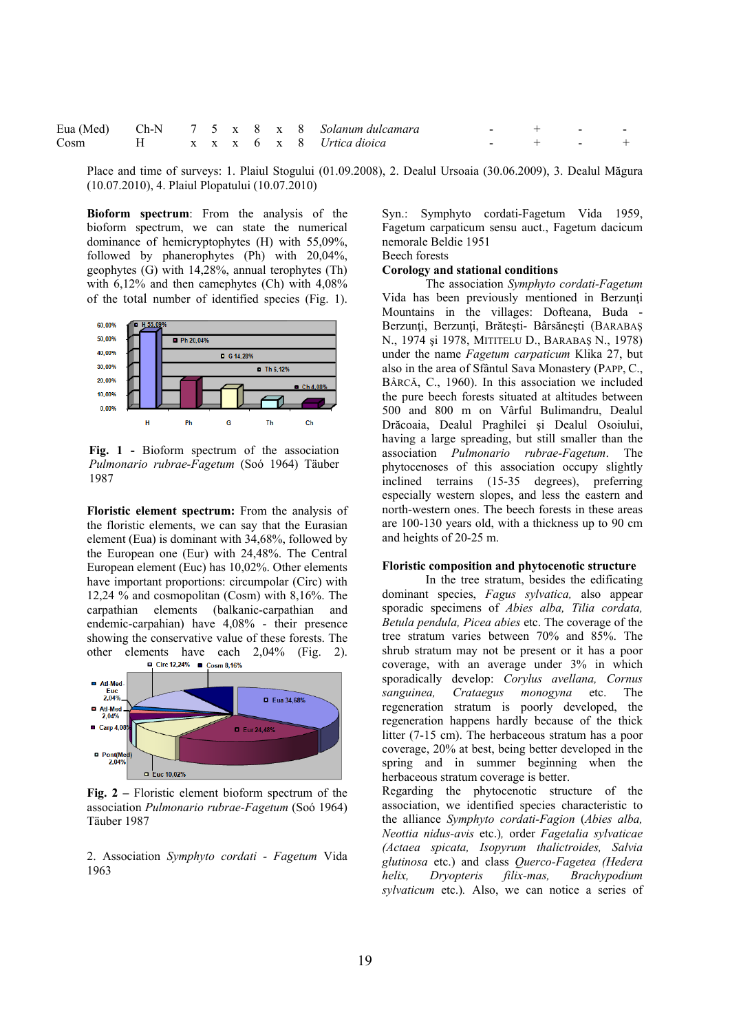| Eua (Med) | Ch-N | 7 | 5 | x | 8 | x | 8 | *Solanum dulcamara* | - | + | - | - |
|---|---|---|---|---|---|---|---|---|---|---|---|---|
| Cosm | H | x | x | x | 6 | x | 8 | *Urtica dioica* | - | + | - | + |

Place and time of surveys: 1. Plaiul Stogului (01.09.2008), 2. Dealul Ursoaia (30.06.2009), 3. Dealul Măgura (10.07.2010), 4. Plaiul Plopatului (10.07.2010)

**Bioform spectrum**: From the analysis of the bioform spectrum, we can state the numerical dominance of hemicryptophytes (H) with 55,09%, followed by phanerophytes (Ph) with 20,04%, geophytes (G) with 14,28%, annual terophytes (Th) with 6,12% and then camephytes (Ch) with 4,08% of the total number of identified species (Fig. 1).

**Fig. 1** - Bioform spectrum of the association *Pulmonario rubrae-Fagetum* (Soó 1964) Täuber 1987

**Floristic element spectrum:** From the analysis of the floristic elements, we can say that the Eurasian element (Eua) is dominant with 34,68%, followed by the European one (Eur) with 24,48%. The Central European element (Euc) has 10,02%. Other elements have important proportions: circumpolar (Circ) with 12,24 % and cosmopolitan (Cosm) with 8,16%. The carpathian elements (balkanic-carpathian and endemic-carpahian) have 4,08% - their presence showing the conservative value of these forests. The other elements have each 2,04% (Fig. 2).

**Fig. 2** – Floristic element bioform spectrum of the association *Pulmonario rubrae-Fagetum* (Soó 1964) Täuber 1987

2. Association *Symphyto cordati - Fagetum* Vida 1963

Syn.: Symphyto cordati-Fagetum Vida 1959, Fagetum carpaticum sensu auct., Fagetum dacicum nemorale Beldie 1951

Beech forests

**Corology and stational conditions**

The association *Symphyto cordati-Fagetum* Vida has been previously mentioned in Berzunţi Mountains in the villages: Dofteana, Buda - Berzunţi, Berzunţi, Brăteşti- Bârsăneşti (BARABAŞ N., 1974 şi 1978, MITITELU D., BARABAŞ N., 1978) under the name *Fagetum carpaticum* Klika 27, but also in the area of Sfântul Sava Monastery (PAPP, C., BÂRCĂ, C., 1960). In this association we included the pure beech forests situated at altitudes between 500 and 800 m on Vârful Bulimandru, Dealul Drăcoaia, Dealul Praghilei şi Dealul Osoiului, having a large spreading, but still smaller than the association *Pulmonario rubrae-Fagetum*. The phytocenoses of this association occupy slightly inclined terrains (15-35 degrees), preferring especially western slopes, and less the eastern and north-western ones. The beech forests in these areas are 100-130 years old, with a thickness up to 90 cm and heights of 20-25 m.

**Floristic composition and phytocenotic structure**

In the tree stratum, besides the edificating dominant species, *Fagus sylvatica,* also appear sporadic specimens of *Abies alba, Tilia cordata, Betula pendula, Picea abies* etc. The coverage of the tree stratum varies between 70% and 85%. The shrub stratum may not be present or it has a poor coverage, with an average under 3% in which sporadically develop: *Corylus avellana, Cornus sanguinea, Crataegus monogyna* etc. The regeneration stratum is poorly developed, the regeneration happens hardly because of the thick litter (7-15 cm). The herbaceous stratum has a poor coverage, 20% at best, being better developed in the spring and in summer beginning when the herbaceous stratum coverage is better.

Regarding the phytocenotic structure of the association, we identified species characteristic to the alliance *Symphyto cordati-Fagion* (*Abies alba, Neottia nidus-avis* etc.), order *Fagetalia sylvaticae* (*Actaea spicata, Isopyrum thalictroides, Salvia glutinosa* etc.) and class *Querco-Fagetea* (*Hedera helix, Dryopteris filix-mas, Brachypodium sylvaticum* etc.). Also, we can notice a series of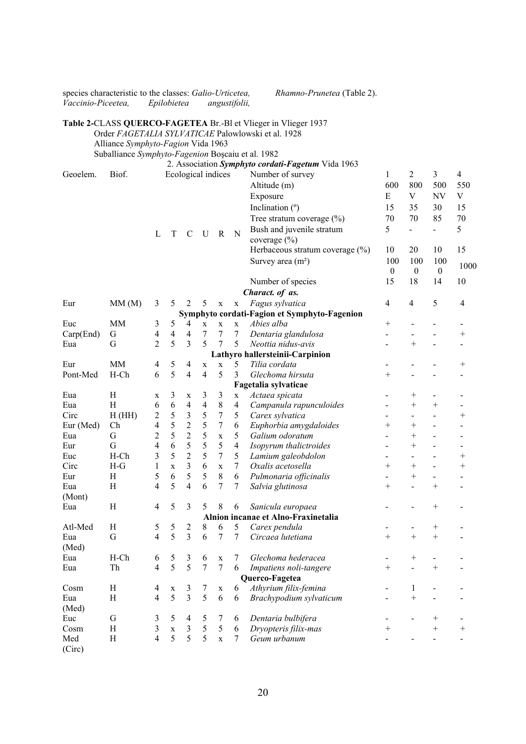species characteristic to the classes: *Galio-Urticetea*, *Rhamno-Prunetea* (Table 2). *Vaccinio-Piceetea*, *Epilobietea angustifolii*,

**Table 2-**CLASS **QUERCO-FAGETEA** Br.-Bl et Vlieger in Vlieger 1937
Order *FAGETALIA SYLVATICAE* Palowlowski et al. 1928
Alliance *Symphyto-Fagion* Vida 1963
Suballiance *Symphyto-Fagenion* Boşcaiu et al. 1982
2. Association ***Symphyto cordati-Fagetum*** Vida 1963

| Geoelem. | Biof. | Ecological indices | | | | | | Number of survey | 1 | 2 | 3 | 4 |
|---|---|---|---|---|---|---|---|---|---|---|---|---|
| | | | | | | | | Altitude (m) | 600 | 800 | 500 | 550 |
| | | | | | | | | Exposure | E | V | NV | V |
| | | | | | | | | Inclination (º) | 15 | 35 | 30 | 15 |
| | | | | | | | | Tree stratum coverage (%) | 70 | 70 | 85 | 70 |
| | | L | T | C | U | R | N | Bush and juvenile stratum coverage (%) | 5 | - | - | 5 |
| | | | | | | | | Herbaceous stratum coverage (%) | 10 | 20 | 10 | 15 |
| | | | | | | | | Survey area (m²) | 1000 | 1000 | 1000 | 1000 |
| | | | | | | | | Number of species | 15 | 18 | 14 | 10 |
| | | | | | | | | ***Charact. of as.*** | | | | |
| Eur | MM (M) | 3 | 5 | 2 | 5 | x | x | *Fagus sylvatica* | 4 | 4 | 5 | 4 |
| | | | | | | | | **Symphyto cordati-Fagion et Symphyto-Fagenion** | | | | |
| Euc | MM | 3 | 5 | 4 | x | x | x | *Abies alba* | + | - | - | - |
| Carp(End) | G | 4 | 4 | 4 | 7 | 7 | 7 | *Dentaria glandulosa* | - | - | - | + |
| Eua | G | 2 | 5 | 3 | 5 | 7 | 5 | *Neottia nidus-avis* | - | + | - | - |
| | | | | | | | | **Lathyro hallersteinii-Carpinion** | | | | |
| Eur | MM | 4 | 5 | 4 | x | x | 5 | *Tilia cordata* | - | - | - | + |
| Pont-Med | H-Ch | 6 | 5 | 4 | 4 | 5 | 3 | *Glechoma hirsuta* | + | - | - | - |
| | | | | | | | | **Fagetalia sylvaticae** | | | | |
| Eua | H | x | 3 | x | 3 | 3 | x | *Actaea spicata* | - | + | - | - |
| Eua | H | 6 | 6 | 4 | 4 | 8 | 4 | *Campanula rapunculoides* | - | + | + | - |
| Circ | H (HH) | 2 | 5 | 3 | 5 | 7 | 5 | *Carex sylvatica* | - | - | - | + |
| Eur (Med) | Ch | 4 | 5 | 2 | 5 | 7 | 6 | *Euphorbia amygdaloides* | + | + | - | - |
| Eua | G | 2 | 5 | 2 | 5 | x | 5 | *Galium odoratum* | - | + | - | - |
| Eur | G | 4 | 6 | 5 | 5 | 5 | 4 | *Isopyrum thalictroides* | - | + | - | - |
| Euc | H-Ch | 3 | 5 | 2 | 5 | 7 | 5 | *Lamium galeobdolon* | - | - | - | + |
| Circ | H-G | 1 | x | 3 | 6 | x | 7 | *Oxalis acetosella* | + | + | - | + |
| Eur | H | 5 | 6 | 5 | 5 | 8 | 6 | *Pulmonaria officinalis* | - | + | - | - |
| Eua (Mont) | H | 4 | 5 | 4 | 6 | 7 | 7 | *Salvia glutinosa* | + | - | + | - |
| Eua | H | 4 | 5 | 3 | 5 | 8 | 6 | *Sanicula europaea* | - | - | + | - |
| | | | | | | | | **Alnion incanae et Alno-Fraxinetalia** | | | | |
| Atl-Med | H | 5 | 5 | 2 | 8 | 6 | 5 | *Carex pendula* | - | - | + | - |
| Eua (Med) | G | 4 | 5 | 3 | 6 | 7 | 7 | *Circaea lutetiana* | + | + | + | - |
| Eua | H-Ch | 6 | 5 | 3 | 6 | x | 7 | *Glechoma hederacea* | - | + | - | - |
| Eua | Th | 4 | 5 | 5 | 7 | 7 | 6 | *Impatiens noli-tangere* | + | - | + | - |
| | | | | | | | | **Querco-Fagetea** | | | | |
| Cosm | H | 4 | x | 3 | 7 | x | 6 | *Athyrium filix-femina* | - | 1 | - | - |
| Eua (Med) | H | 4 | 5 | 3 | 5 | 6 | 6 | *Brachypodium sylvaticum* | - | + | - | - |
| Euc | G | 3 | 5 | 4 | 5 | 7 | 6 | *Dentaria bulbifera* | - | - | + | - |
| Cosm | H | 3 | x | 3 | 5 | 5 | 6 | *Dryopteris filix-mas* | + | | + | + |
| Med (Circ) | H | 4 | 5 | 5 | 5 | x | 7 | *Geum urbanum* | - | - | - | - |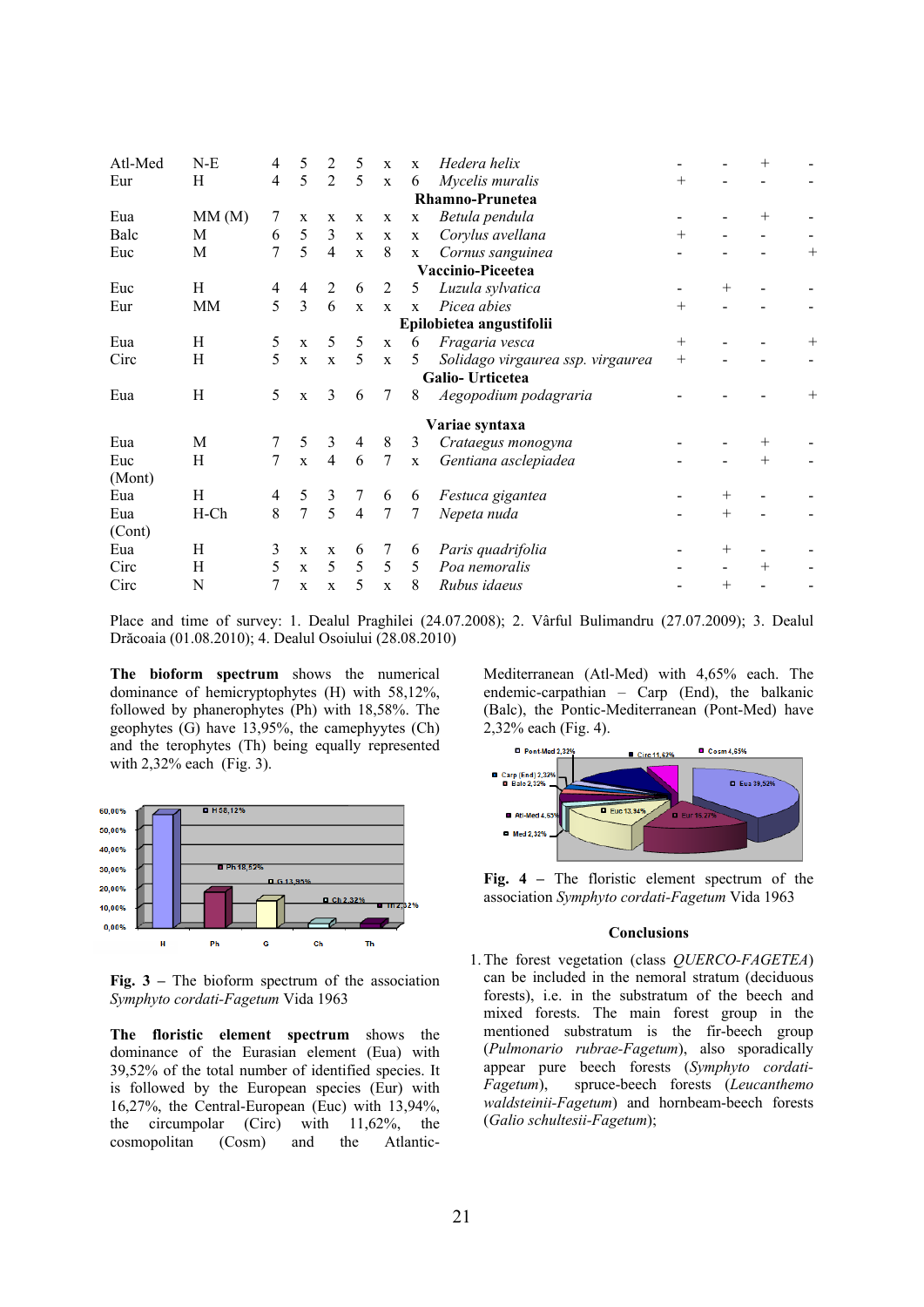| | | | | | | | | | | | | |
|---|---|---|---|---|---|---|---|---|---|---|---|---|
| Atl-Med | N-E | 4 | 5 | 2 | 5 | x | x | *Hedera helix* | - | - | + | - |
| Eur | H | 4 | 5 | 2 | 5 | x | 6 | *Mycelis muralis* | + | - | - | - |
| | | | | | | | | **Rhamno-Prunetea** | | | | |
| Eua | MM (M) | 7 | x | x | x | x | x | *Betula pendula* | - | - | + | - |
| Balc | M | 6 | 5 | 3 | x | x | x | *Corylus avellana* | + | - | - | - |
| Euc | M | 7 | 5 | 4 | x | 8 | x | *Cornus sanguinea* | - | - | - | + |
| | | | | | | | | **Vaccinio-Piceetea** | | | | |
| Euc | H | 4 | 4 | 2 | 6 | 2 | 5 | *Luzula sylvatica* | - | + | - | - |
| Eur | MM | 5 | 3 | 6 | x | x | x | *Picea abies* | + | - | - | - |
| | | | | | | | | **Epilobietea angustifolii** | | | | |
| Eua | H | 5 | x | 5 | 5 | x | 6 | *Fragaria vesca* | + | - | - | + |
| Circ | H | 5 | x | x | 5 | x | 5 | *Solidago virgaurea ssp. virgaurea* | + | - | - | - |
| | | | | | | | | **Galio- Urticetea** | | | | |
| Eua | H | 5 | x | 3 | 6 | 7 | 8 | *Aegopodium podagraria* | - | - | - | + |
| | | | | | | | | **Variae syntaxa** | | | | |
| Eua | M | 7 | 5 | 3 | 4 | 8 | 3 | *Crataegus monogyna* | - | - | + | - |
| Euc (Mont) | H | 7 | x | 4 | 6 | 7 | x | *Gentiana asclepiadea* | - | - | + | - |
| Eua | H | 4 | 5 | 3 | 7 | 6 | 6 | *Festuca gigantea* | - | + | - | - |
| Eua (Cont) | H-Ch | 8 | 7 | 5 | 4 | 7 | 7 | *Nepeta nuda* | - | + | - | - |
| Eua | H | 3 | x | x | 6 | 7 | 6 | *Paris quadrifolia* | - | + | - | - |
| Circ | H | 5 | x | 5 | 5 | 5 | 5 | *Poa nemoralis* | - | - | + | - |
| Circ | N | 7 | x | x | 5 | x | 8 | *Rubus idaeus* | - | + | - | - |

Place and time of survey: 1. Dealul Praghilei (24.07.2008); 2. Vârful Bulimandru (27.07.2009); 3. Dealul Drăcoaia (01.08.2010); 4. Dealul Osoiului (28.08.2010)

**The bioform spectrum** shows the numerical dominance of hemicryptophytes (H) with 58,12%, followed by phanerophytes (Ph) with 18,58%. The geophytes (G) have 13,95%, the camephyytes (Ch) and the terophytes (Th) being equally represented with 2,32% each (Fig. 3).

Fig. 3 – The bioform spectrum of the association *Symphyto cordati-Fagetum* Vida 1963

**The floristic element spectrum** shows the dominance of the Eurasian element (Eua) with 39,52% of the total number of identified species. It is followed by the European species (Eur) with 16,27%, the Central-European (Euc) with 13,94%, the circumpolar (Circ) with 11,62%, the cosmopolitan (Cosm) and the Atlantic-Mediterranean (Atl-Med) with 4,65% each. The endemic-carpathian – Carp (End), the balkanic (Balc), the Pontic-Mediterranean (Pont-Med) have 2,32% each (Fig. 4).

**Fig. 4** – The floristic element spectrum of the association *Symphyto cordati-Fagetum* Vida 1963

## Conclusions

1. The forest vegetation (class *QUERCO-FAGETEA*) can be included in the nemoral stratum (deciduous forests), i.e. in the substratum of the beech and mixed forests. The main forest group in the mentioned substratum is the fir-beech group (*Pulmonario rubrae-Fagetum*), also sporadically appear pure beech forests (*Symphyto cordati-Fagetum*), spruce-beech forests (*Leucanthemo waldsteinii-Fagetum*) and hornbeam-beech forests (*Galio schultesii-Fagetum*);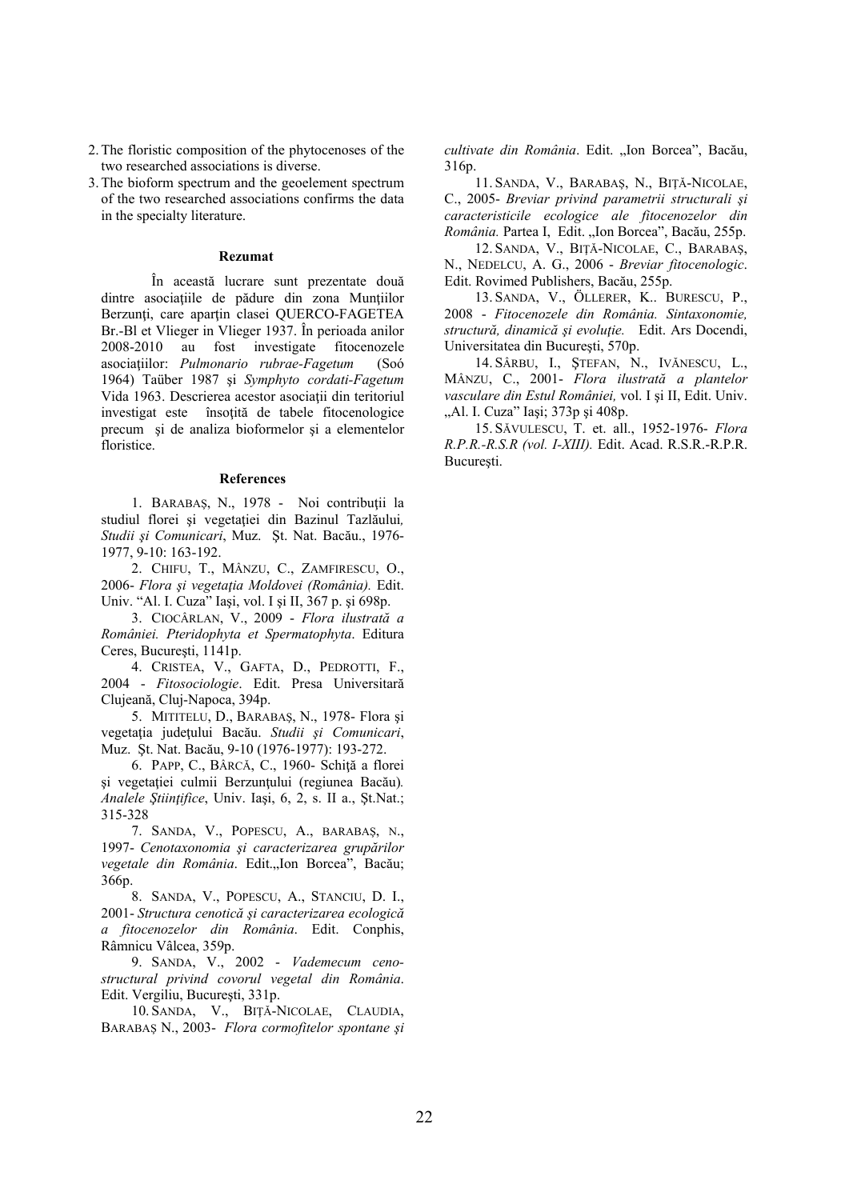2. The floristic composition of the phytocenoses of the two researched associations is diverse.
3. The bioform spectrum and the geoelement spectrum of the two researched associations confirms the data in the specialty literature.

### Rezumat

În această lucrare sunt prezentate două dintre asociaţiile de pădure din zona Munţiilor Berzunţi, care aparţin clasei QUERCO-FAGETEA Br.-Bl et Vlieger in Vlieger 1937. În perioada anilor 2008-2010 au fost investigate fitocenozele asociaţiilor: *Pulmonario rubrae-Fagetum* (Soó 1964) Taüber 1987 şi *Symphyto cordati-Fagetum* Vida 1963. Descrierea acestor asociaţii din teritoriul investigat este însoţită de tabele fitocenologice precum şi de analiza bioformelor şi a elementelor floristice.

### References

1. BARABAŞ, N., 1978 - Noi contribuţii la studiul florei şi vegetaţiei din Bazinul Tazlăului*, Studii şi Comunicari*, Muz. Şt. Nat. Bacău., 1976-1977, 9-10: 163-192.
2. CHIFU, T., MÂNZU, C., ZAMFIRESCU, O., 2006- *Flora şi vegetaţia Moldovei (România).* Edit. Univ. "Al. I. Cuza" Iaşi, vol. I şi II, 367 p. şi 698p.
3. CIOCÂRLAN, V., 2009 - *Flora ilustrată a României. Pteridophyta et Spermatophyta*. Editura Ceres, Bucureşti, 1141p.
4. CRISTEA, V., GAFTA, D., PEDROTTI, F., 2004 - *Fitosociologie*. Edit. Presa Universitară Clujeană, Cluj-Napoca, 394p.
5. MITITELU, D., BARABAŞ, N., 1978- Flora şi vegetaţia judeţului Bacău. *Studii şi Comunicari*, Muz. Şt. Nat. Bacău, 9-10 (1976-1977): 193-272.
6. PAPP, C., BÂRCĂ, C., 1960- Schiţă a florei şi vegetaţiei culmii Berzunţului (regiunea Bacău)*. Analele Ştiinţifice*, Univ. Iaşi, 6, 2, s. II a., Şt.Nat.; 315-328
7. SANDA, V., POPESCU, A., BARABAŞ, N., 1997- *Cenotaxonomia şi caracterizarea grupărilor vegetale din România*. Edit.„Ion Borcea", Bacău; 366p.
8. SANDA, V., POPESCU, A., STANCIU, D. I., 2001- *Structura cenotică şi caracterizarea ecologică a fitocenozelor din România*. Edit. Conphis, Râmnicu Vâlcea, 359p.
9. SANDA, V., 2002 - *Vademecum ceno-structural privind covorul vegetal din România*. Edit. Vergiliu, Bucureşti, 331p.
10. SANDA, V., BIŢĂ-NICOLAE, CLAUDIA, BARABAŞ N., 2003- *Flora cormofitelor spontane şi cultivate din România*. Edit. „Ion Borcea", Bacău, 316p.
11. SANDA, V., BARABAŞ, N., BIŢĂ-NICOLAE, C., 2005- *Breviar privind parametrii structurali şi caracteristicile ecologice ale fitocenozelor din România.* Partea I, Edit. „Ion Borcea", Bacău, 255p.
12. SANDA, V., BIŢĂ-NICOLAE, C., BARABAŞ, N., NEDELCU, A. G., 2006 - *Breviar fitocenologic*. Edit. Rovimed Publishers, Bacău, 255p.
13. SANDA, V., ÖLLERER, K.. BURESCU, P., 2008 - *Fitocenozele din România. Sintaxonomie, structură, dinamică şi evoluţie.* Edit. Ars Docendi, Universitatea din Bucureşti, 570p.
14. SÂRBU, I., ŞTEFAN, N., IVĂNESCU, L., MÂNZU, C., 2001- *Flora ilustrată a plantelor vasculare din Estul României,* vol. I şi II, Edit. Univ. „Al. I. Cuza" Iaşi; 373p şi 408p.
15. SĂVULESCU, T. et. all., 1952-1976- *Flora R.P.R.-R.S.R (vol. I-XIII).* Edit. Acad. R.S.R.-R.P.R. Bucureşti.